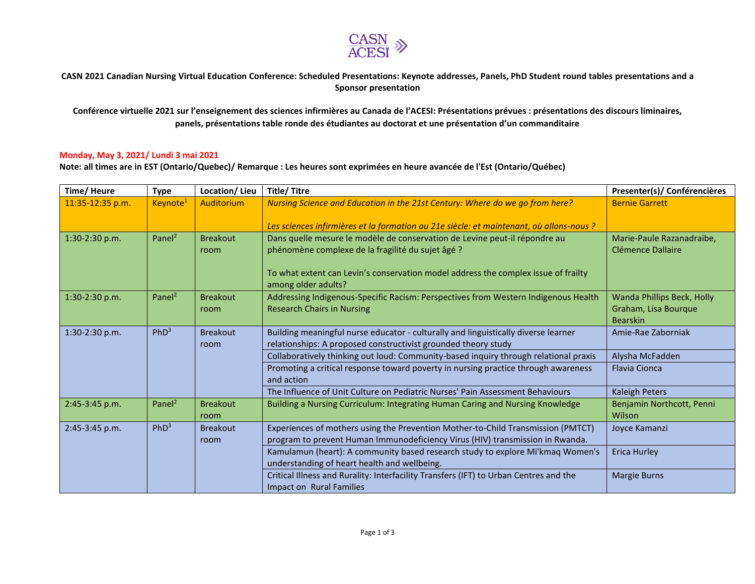CASN ACESI

**CASN 2021 Canadian Nursing Virtual Education Conference: Scheduled Presentations: Keynote addresses, Panels, PhD Student round tables presentations and a Sponsor presentation**

**Conférence virtuelle 2021 sur l'enseignement des sciences infirmières au Canada de l'ACESI: Présentations prévues : présentations des discours liminaires, panels, présentations table ronde des étudiantes au doctorat et une présentation d'un commanditaire**

**Monday, May 3, 2021/ Lundi 3 mai 2021**

**Note: all times are in EST (Ontario/Quebec)/ Remarque : Les heures sont exprimées en heure avancée de l'Est (Ontario/Québec)**

| Time/ Heure | Type | Location/ Lieu | Title/ Titre | Presenter(s)/ Conférencières |
|---|---|---|---|---|
| 11:35-12:35 p.m. | Keynote[1] | Auditorium | *Nursing Science and Education in the 21st Century: Where do we go from here?*<br><br>*Les sciences infirmières et la formation au 21e siècle: et maintenant, où allons-nous ?* | Bernie Garrett |
| 1:30-2:30 p.m. | Panel[2] | Breakout room | Dans quelle mesure le modèle de conservation de Levine peut-il répondre au phénomène complexe de la fragilité du sujet âgé ?<br><br>To what extent can Levin's conservation model address the complex issue of frailty among older adults? | Marie-Paule Razanadraibe, Clémence Dallaire |
| 1:30-2:30 p.m. | Panel[2] | Breakout room | Addressing Indigenous-Specific Racism: Perspectives from Western Indigenous Health Research Chairs in Nursing | Wanda Phillips Beck, Holly Graham, Lisa Bourque Bearskin |
| 1:30-2:30 p.m. | PhD[3] | Breakout room | Building meaningful nurse educator - culturally and linguistically diverse learner relationships: A proposed constructivist grounded theory study | Amie-Rae Zaborniak |
| | | | Collaboratively thinking out loud: Community-based inquiry through relational praxis | Alysha McFadden |
| | | | Promoting a critical response toward poverty in nursing practice through awareness and action | Flavia Cionca |
| | | | The Influence of Unit Culture on Pediatric Nurses' Pain Assessment Behaviours | Kaleigh Peters |
| 2:45-3:45 p.m. | Panel[2] | Breakout room | Building a Nursing Curriculum: Integrating Human Caring and Nursing Knowledge | Benjamin Northcott, Penni Wilson |
| 2:45-3:45 p.m. | PhD[3] | Breakout room | Experiences of mothers using the Prevention Mother-to-Child Transmission (PMTCT) program to prevent Human Immunodeficiency Virus (HIV) transmission in Rwanda. | Joyce Kamanzi |
| | | | Kamulamun (heart): A community based research study to explore Mi'kmaq Women's understanding of heart health and wellbeing. | Erica Hurley |
| | | | Critical Illness and Rurality: Interfacility Transfers (IFT) to Urban Centres and the Impact on Rural Families | Margie Burns |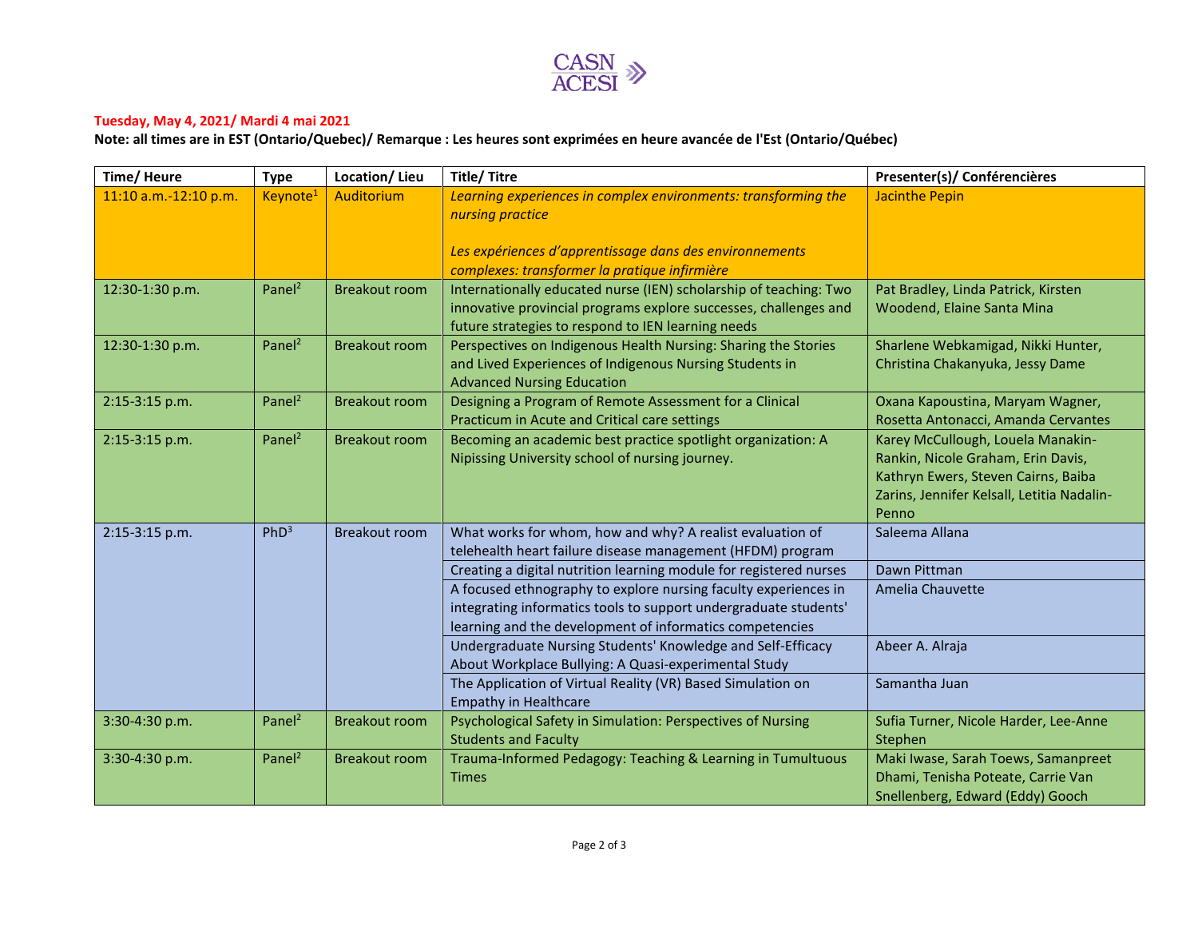**Tuesday, May 4, 2021/ Mardi 4 mai 2021**

**Note: all times are in EST (Ontario/Quebec)/ Remarque : Les heures sont exprimées en heure avancée de l'Est (Ontario/Québec)**

| Time/ Heure | Type | Location/ Lieu | Title/ Titre | Presenter(s)/ Conférencières |
|---|---|---|---|---|
| 11:10 a.m.-12:10 p.m. | Keynote[1] | Auditorium | *Learning experiences in complex environments: transforming the nursing practice*<br><br>*Les expériences d'apprentissage dans des environnements complexes: transformer la pratique infirmière* | Jacinthe Pepin |
| 12:30-1:30 p.m. | Panel[2] | Breakout room | Internationally educated nurse (IEN) scholarship of teaching: Two innovative provincial programs explore successes, challenges and future strategies to respond to IEN learning needs | Pat Bradley, Linda Patrick, Kirsten Woodend, Elaine Santa Mina |
| 12:30-1:30 p.m. | Panel[2] | Breakout room | Perspectives on Indigenous Health Nursing: Sharing the Stories and Lived Experiences of Indigenous Nursing Students in Advanced Nursing Education | Sharlene Webkamigad, Nikki Hunter, Christina Chakanyuka, Jessy Dame |
| 2:15-3:15 p.m. | Panel[2] | Breakout room | Designing a Program of Remote Assessment for a Clinical Practicum in Acute and Critical care settings | Oxana Kapoustina, Maryam Wagner, Rosetta Antonacci, Amanda Cervantes |
| 2:15-3:15 p.m. | Panel[2] | Breakout room | Becoming an academic best practice spotlight organization: A Nipissing University school of nursing journey. | Karey McCullough, Louela Manakin-Rankin, Nicole Graham, Erin Davis, Kathryn Ewers, Steven Cairns, Baiba Zarins, Jennifer Kelsall, Letitia Nadalin-Penno |
| 2:15-3:15 p.m. | PhD[3] | Breakout room | What works for whom, how and why? A realist evaluation of telehealth heart failure disease management (HFDM) program | Saleema Allana |
| | | | Creating a digital nutrition learning module for registered nurses | Dawn Pittman |
| | | | A focused ethnography to explore nursing faculty experiences in integrating informatics tools to support undergraduate students' learning and the development of informatics competencies | Amelia Chauvette |
| | | | Undergraduate Nursing Students' Knowledge and Self-Efficacy About Workplace Bullying: A Quasi-experimental Study | Abeer A. Alraja |
| | | | The Application of Virtual Reality (VR) Based Simulation on Empathy in Healthcare | Samantha Juan |
| 3:30-4:30 p.m. | Panel[2] | Breakout room | Psychological Safety in Simulation: Perspectives of Nursing Students and Faculty | Sufia Turner, Nicole Harder, Lee-Anne Stephen |
| 3:30-4:30 p.m. | Panel[2] | Breakout room | Trauma-Informed Pedagogy: Teaching & Learning in Tumultuous Times | Maki Iwase, Sarah Toews, Samanpreet Dhami, Tenisha Poteate, Carrie Van Snellenberg, Edward (Eddy) Gooch |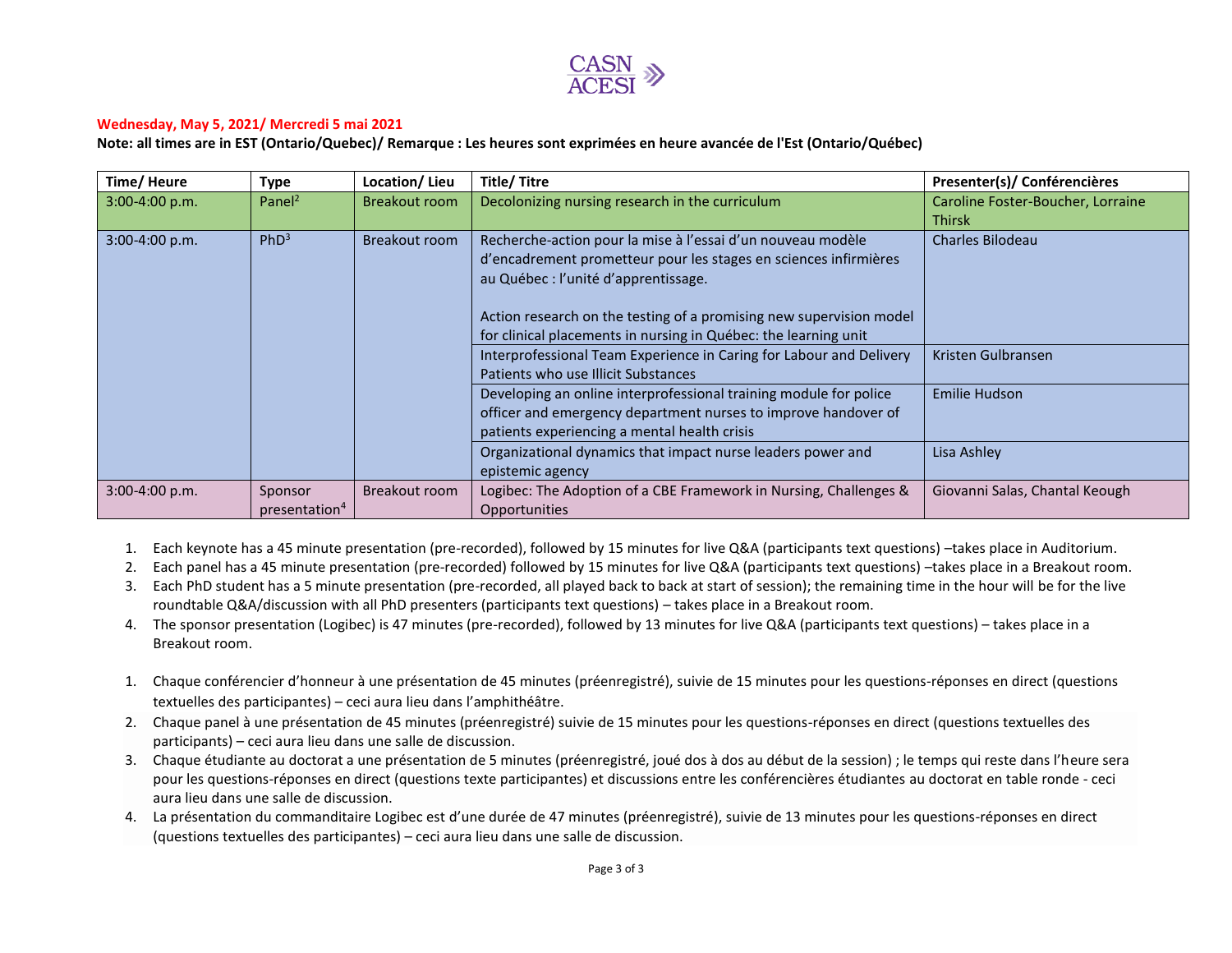**Wednesday, May 5, 2021/ Mercredi 5 mai 2021**

**Note: all times are in EST (Ontario/Quebec)/ Remarque : Les heures sont exprimées en heure avancée de l'Est (Ontario/Québec)**

| Time/ Heure | Type | Location/ Lieu | Title/ Titre | Presenter(s)/ Conférencières |
|---|---|---|---|---|
| 3:00-4:00 p.m. | Panel[2] | Breakout room | Decolonizing nursing research in the curriculum | Caroline Foster-Boucher, Lorraine Thirsk |
| 3:00-4:00 p.m. | PhD[3] | Breakout room | Recherche-action pour la mise à l'essai d'un nouveau modèle d'encadrement prometteur pour les stages en sciences infirmières au Québec : l'unité d'apprentissage.<br><br>Action research on the testing of a promising new supervision model for clinical placements in nursing in Québec: the learning unit | Charles Bilodeau |
| | | | Interprofessional Team Experience in Caring for Labour and Delivery Patients who use Illicit Substances | Kristen Gulbransen |
| | | | Developing an online interprofessional training module for police officer and emergency department nurses to improve handover of patients experiencing a mental health crisis | Emilie Hudson |
| | | | Organizational dynamics that impact nurse leaders power and epistemic agency | Lisa Ashley |
| 3:00-4:00 p.m. | Sponsor presentation[4] | Breakout room | Logibec: The Adoption of a CBE Framework in Nursing, Challenges & Opportunities | Giovanni Salas, Chantal Keough |

1. Each keynote has a 45 minute presentation (pre-recorded), followed by 15 minutes for live Q&A (participants text questions) –takes place in Auditorium.
2. Each panel has a 45 minute presentation (pre-recorded) followed by 15 minutes for live Q&A (participants text questions) –takes place in a Breakout room.
3. Each PhD student has a 5 minute presentation (pre-recorded, all played back to back at start of session); the remaining time in the hour will be for the live roundtable Q&A/discussion with all PhD presenters (participants text questions) – takes place in a Breakout room.
4. The sponsor presentation (Logibec) is 47 minutes (pre-recorded), followed by 13 minutes for live Q&A (participants text questions) – takes place in a Breakout room.

1. Chaque conférencier d'honneur à une présentation de 45 minutes (préenregistré), suivie de 15 minutes pour les questions-réponses en direct (questions textuelles des participantes) – ceci aura lieu dans l'amphithéâtre.
2. Chaque panel à une présentation de 45 minutes (préenregistré) suivie de 15 minutes pour les questions-réponses en direct (questions textuelles des participants) – ceci aura lieu dans une salle de discussion.
3. Chaque étudiante au doctorat a une présentation de 5 minutes (préenregistré, joué dos à dos au début de la session) ; le temps qui reste dans l'heure sera pour les questions-réponses en direct (questions texte participantes) et discussions entre les conférencières étudiantes au doctorat en table ronde - ceci aura lieu dans une salle de discussion.
4. La présentation du commanditaire Logibec est d'une durée de 47 minutes (préenregistré), suivie de 13 minutes pour les questions-réponses en direct (questions textuelles des participantes) – ceci aura lieu dans une salle de discussion.